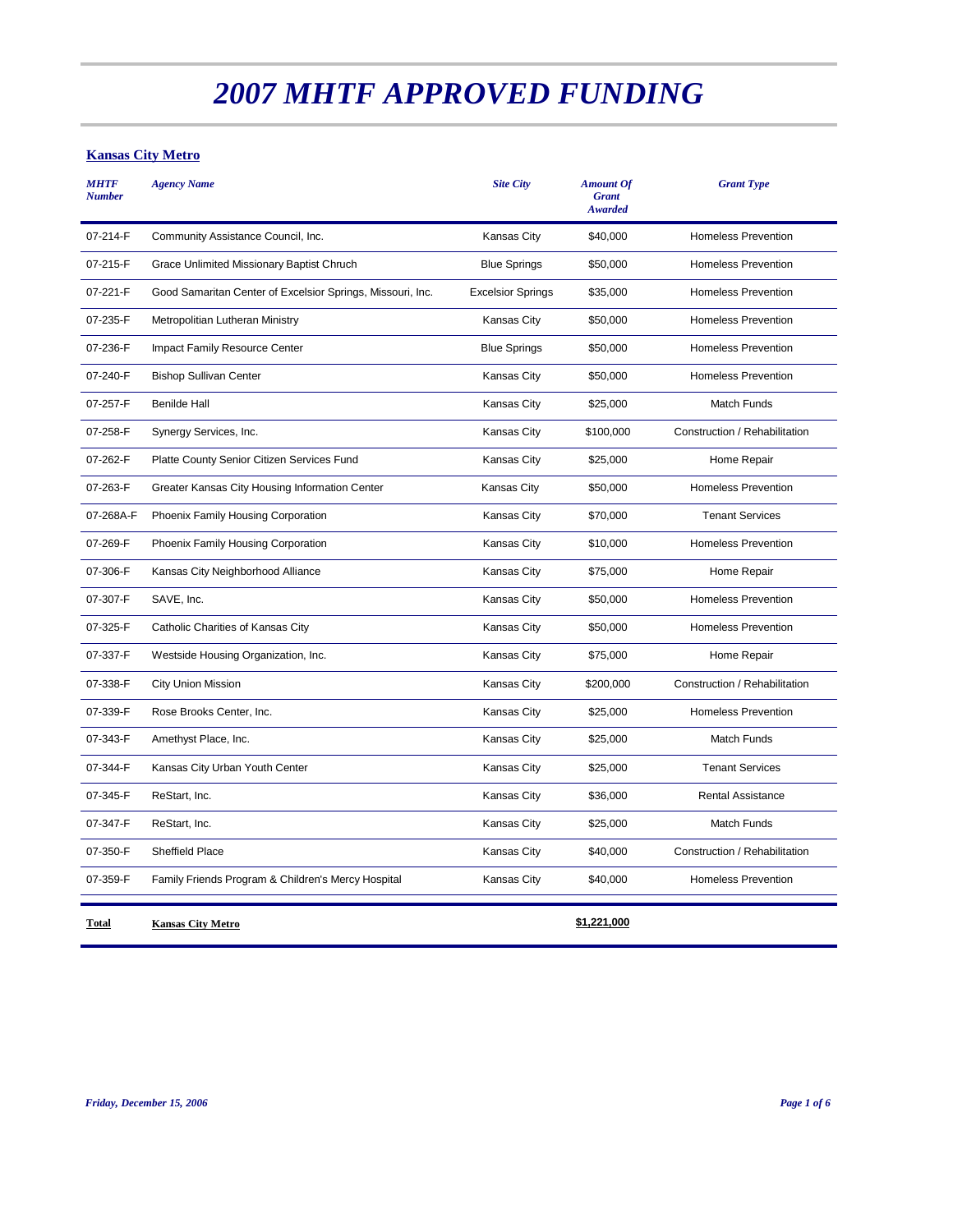# 2007 MHTF APPROVED FUNDING

## Kansas City Metro

| MHTF Number | Agency Name | Site City | Amount Of Grant Awarded | Grant Type |
|---|---|---|---|---|
| 07-214-F | Community Assistance Council, Inc. | Kansas City | $40,000 | Homeless Prevention |
| 07-215-F | Grace Unlimited Missionary Baptist Chruch | Blue Springs | $50,000 | Homeless Prevention |
| 07-221-F | Good Samaritan Center of Excelsior Springs, Missouri, Inc. | Excelsior Springs | $35,000 | Homeless Prevention |
| 07-235-F | Metropolitian Lutheran Ministry | Kansas City | $50,000 | Homeless Prevention |
| 07-236-F | Impact Family Resource Center | Blue Springs | $50,000 | Homeless Prevention |
| 07-240-F | Bishop Sullivan Center | Kansas City | $50,000 | Homeless Prevention |
| 07-257-F | Benilde Hall | Kansas City | $25,000 | Match Funds |
| 07-258-F | Synergy Services, Inc. | Kansas City | $100,000 | Construction / Rehabilitation |
| 07-262-F | Platte County Senior Citizen Services Fund | Kansas City | $25,000 | Home Repair |
| 07-263-F | Greater Kansas City Housing Information Center | Kansas City | $50,000 | Homeless Prevention |
| 07-268A-F | Phoenix Family Housing Corporation | Kansas City | $70,000 | Tenant Services |
| 07-269-F | Phoenix Family Housing Corporation | Kansas City | $10,000 | Homeless Prevention |
| 07-306-F | Kansas City Neighborhood Alliance | Kansas City | $75,000 | Home Repair |
| 07-307-F | SAVE, Inc. | Kansas City | $50,000 | Homeless Prevention |
| 07-325-F | Catholic Charities of Kansas City | Kansas City | $50,000 | Homeless Prevention |
| 07-337-F | Westside Housing Organization, Inc. | Kansas City | $75,000 | Home Repair |
| 07-338-F | City Union Mission | Kansas City | $200,000 | Construction / Rehabilitation |
| 07-339-F | Rose Brooks Center, Inc. | Kansas City | $25,000 | Homeless Prevention |
| 07-343-F | Amethyst Place, Inc. | Kansas City | $25,000 | Match Funds |
| 07-344-F | Kansas City Urban Youth Center | Kansas City | $25,000 | Tenant Services |
| 07-345-F | ReStart, Inc. | Kansas City | $36,000 | Rental Assistance |
| 07-347-F | ReStart, Inc. | Kansas City | $25,000 | Match Funds |
| 07-350-F | Sheffield Place | Kansas City | $40,000 | Construction / Rehabilitation |
| 07-359-F | Family Friends Program & Children's Mercy Hospital | Kansas City | $40,000 | Homeless Prevention |
| **Total** | **Kansas City Metro** | | **$1,221,000** | |

*Friday, December 15, 2006*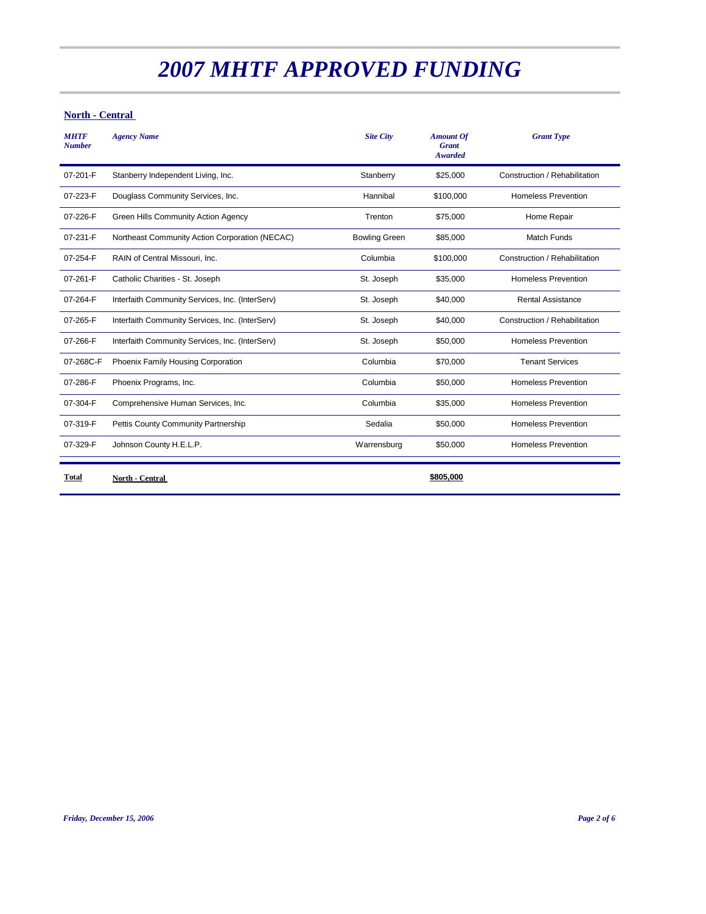# *2007 MHTF APPROVED FUNDING*

## North - Central

| *MHTF Number* | *Agency Name* | *Site City* | *Amount Of Grant Awarded* | *Grant Type* |
|---|---|---|---|---|
| 07-201-F | Stanberry Independent Living, Inc. | Stanberry | $25,000 | Construction / Rehabilitation |
| 07-223-F | Douglass Community Services, Inc. | Hannibal | $100,000 | Homeless Prevention |
| 07-226-F | Green Hills Community Action Agency | Trenton | $75,000 | Home Repair |
| 07-231-F | Northeast Community Action Corporation (NECAC) | Bowling Green | $85,000 | Match Funds |
| 07-254-F | RAIN of Central Missouri, Inc. | Columbia | $100,000 | Construction / Rehabilitation |
| 07-261-F | Catholic Charities - St. Joseph | St. Joseph | $35,000 | Homeless Prevention |
| 07-264-F | Interfaith Community Services, Inc. (InterServ) | St. Joseph | $40,000 | Rental Assistance |
| 07-265-F | Interfaith Community Services, Inc. (InterServ) | St. Joseph | $40,000 | Construction / Rehabilitation |
| 07-266-F | Interfaith Community Services, Inc. (InterServ) | St. Joseph | $50,000 | Homeless Prevention |
| 07-268C-F | Phoenix Family Housing Corporation | Columbia | $70,000 | Tenant Services |
| 07-286-F | Phoenix Programs, Inc. | Columbia | $50,000 | Homeless Prevention |
| 07-304-F | Comprehensive Human Services, Inc. | Columbia | $35,000 | Homeless Prevention |
| 07-319-F | Pettis County Community Partnership | Sedalia | $50,000 | Homeless Prevention |
| 07-329-F | Johnson County H.E.L.P. | Warrensburg | $50,000 | Homeless Prevention |
| **Total** | **North - Central** | | **$805,000** | |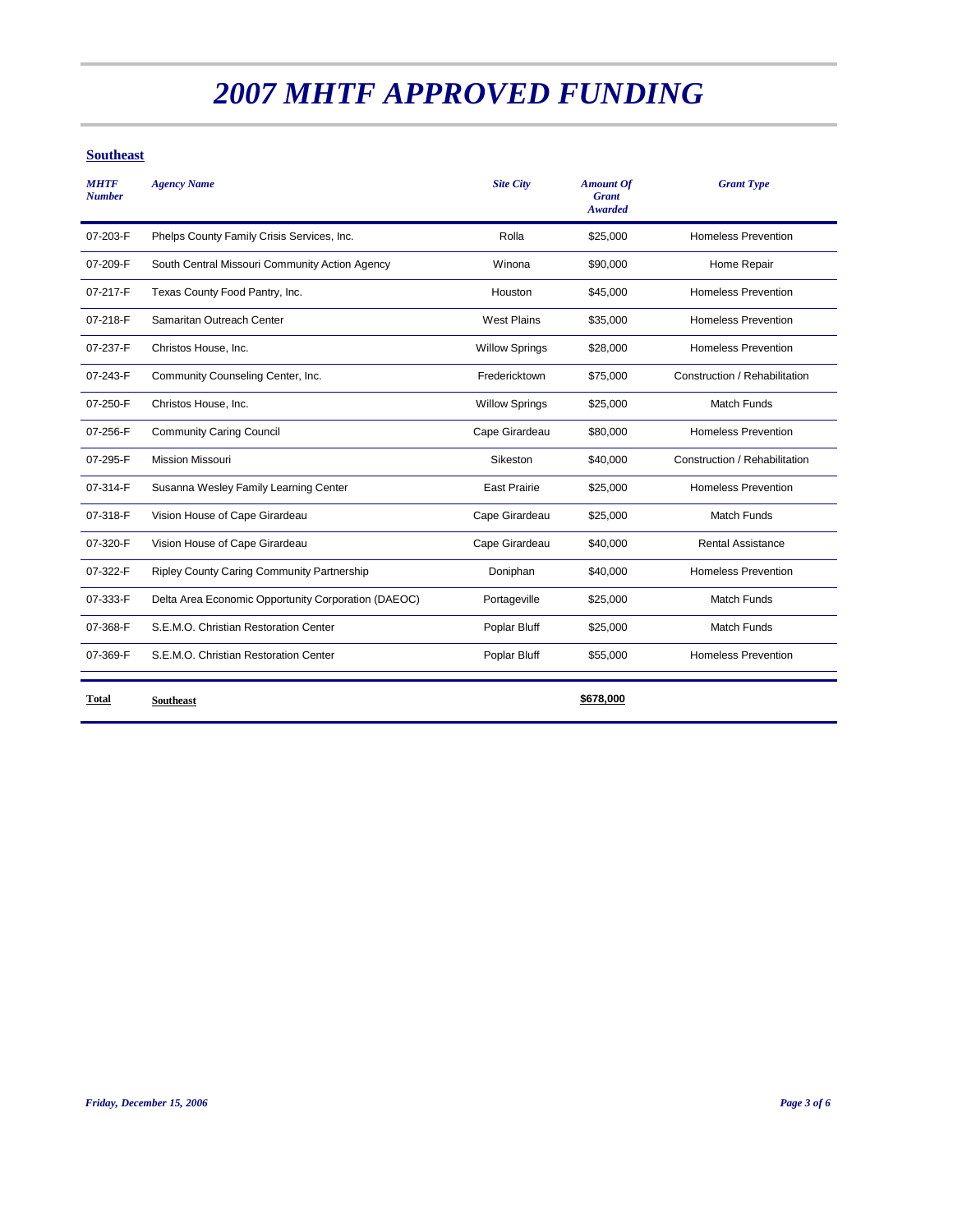# *2007 MHTF APPROVED FUNDING*

## Southeast

| *MHTF Number* | *Agency Name* | *Site City* | *Amount Of Grant Awarded* | *Grant Type* |
|---|---|---|---|---|
| 07-203-F | Phelps County Family Crisis Services, Inc. | Rolla | $25,000 | Homeless Prevention |
| 07-209-F | South Central Missouri Community Action Agency | Winona | $90,000 | Home Repair |
| 07-217-F | Texas County Food Pantry, Inc. | Houston | $45,000 | Homeless Prevention |
| 07-218-F | Samaritan Outreach Center | West Plains | $35,000 | Homeless Prevention |
| 07-237-F | Christos House, Inc. | Willow Springs | $28,000 | Homeless Prevention |
| 07-243-F | Community Counseling Center, Inc. | Fredericktown | $75,000 | Construction / Rehabilitation |
| 07-250-F | Christos House, Inc. | Willow Springs | $25,000 | Match Funds |
| 07-256-F | Community Caring Council | Cape Girardeau | $80,000 | Homeless Prevention |
| 07-295-F | Mission Missouri | Sikeston | $40,000 | Construction / Rehabilitation |
| 07-314-F | Susanna Wesley Family Learning Center | East Prairie | $25,000 | Homeless Prevention |
| 07-318-F | Vision House of Cape Girardeau | Cape Girardeau | $25,000 | Match Funds |
| 07-320-F | Vision House of Cape Girardeau | Cape Girardeau | $40,000 | Rental Assistance |
| 07-322-F | Ripley County Caring Community Partnership | Doniphan | $40,000 | Homeless Prevention |
| 07-333-F | Delta Area Economic Opportunity Corporation (DAEOC) | Portageville | $25,000 | Match Funds |
| 07-368-F | S.E.M.O. Christian Restoration Center | Poplar Bluff | $25,000 | Match Funds |
| 07-369-F | S.E.M.O. Christian Restoration Center | Poplar Bluff | $55,000 | Homeless Prevention |
| **Total** | **Southeast** | | **$678,000** | |

*Friday, December 15, 2006*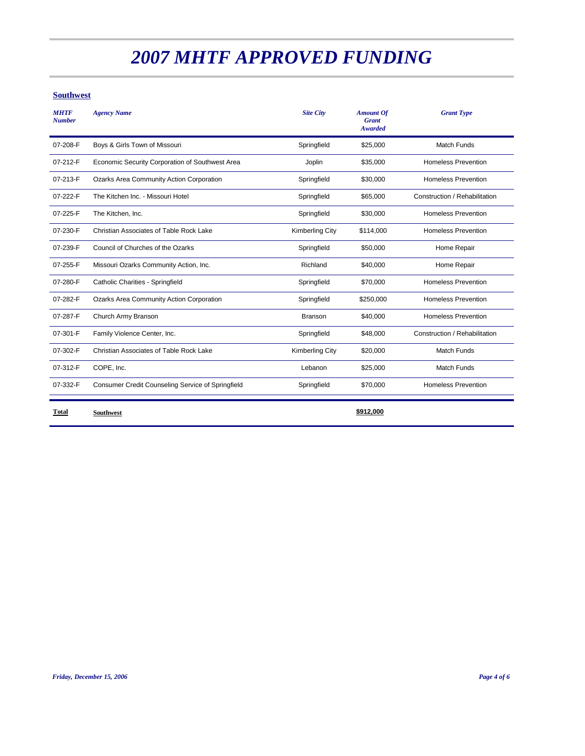# *2007 MHTF APPROVED FUNDING*

## Southwest

| *MHTF Number* | *Agency Name* | *Site City* | *Amount Of Grant Awarded* | *Grant Type* |
|---|---|---|---|---|
| 07-208-F | Boys & Girls Town of Missouri | Springfield | $25,000 | Match Funds |
| 07-212-F | Economic Security Corporation of Southwest Area | Joplin | $35,000 | Homeless Prevention |
| 07-213-F | Ozarks Area Community Action Corporation | Springfield | $30,000 | Homeless Prevention |
| 07-222-F | The Kitchen Inc. - Missouri Hotel | Springfield | $65,000 | Construction / Rehabilitation |
| 07-225-F | The Kitchen, Inc. | Springfield | $30,000 | Homeless Prevention |
| 07-230-F | Christian Associates of Table Rock Lake | Kimberling City | $114,000 | Homeless Prevention |
| 07-239-F | Council of Churches of the Ozarks | Springfield | $50,000 | Home Repair |
| 07-255-F | Missouri Ozarks Community Action, Inc. | Richland | $40,000 | Home Repair |
| 07-280-F | Catholic Charities - Springfield | Springfield | $70,000 | Homeless Prevention |
| 07-282-F | Ozarks Area Community Action Corporation | Springfield | $250,000 | Homeless Prevention |
| 07-287-F | Church Army Branson | Branson | $40,000 | Homeless Prevention |
| 07-301-F | Family Violence Center, Inc. | Springfield | $48,000 | Construction / Rehabilitation |
| 07-302-F | Christian Associates of Table Rock Lake | Kimberling City | $20,000 | Match Funds |
| 07-312-F | COPE, Inc. | Lebanon | $25,000 | Match Funds |
| 07-332-F | Consumer Credit Counseling Service of Springfield | Springfield | $70,000 | Homeless Prevention |
| **Total** | **Southwest** | | **$912,000** | |

*Friday, December 15, 2006*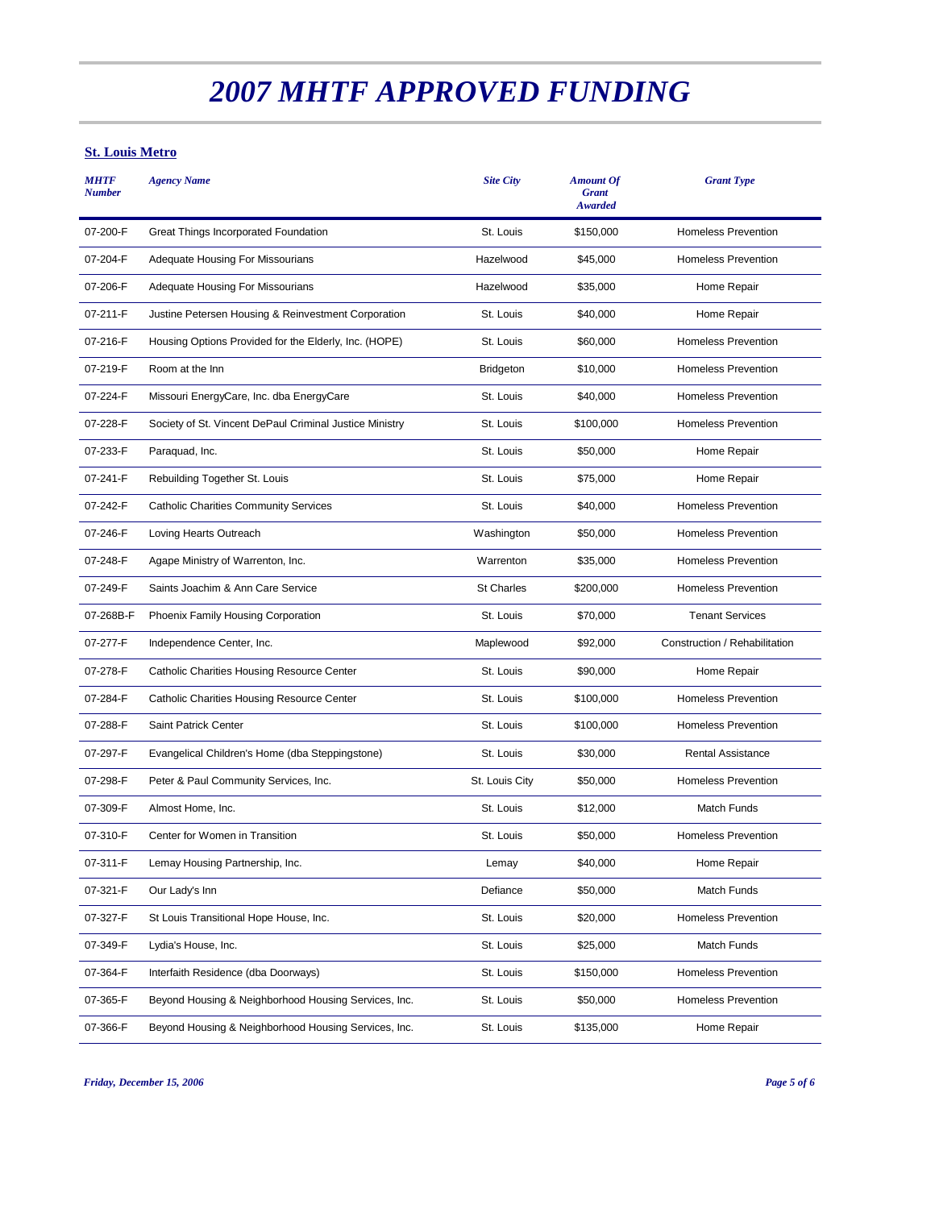# *2007 MHTF APPROVED FUNDING*

**St. Louis Metro**

| *MHTF Number* | *Agency Name* | *Site City* | *Amount Of Grant Awarded* | *Grant Type* |
|---|---|---|---|---|
| 07-200-F | Great Things Incorporated Foundation | St. Louis | $150,000 | Homeless Prevention |
| 07-204-F | Adequate Housing For Missourians | Hazelwood | $45,000 | Homeless Prevention |
| 07-206-F | Adequate Housing For Missourians | Hazelwood | $35,000 | Home Repair |
| 07-211-F | Justine Petersen Housing & Reinvestment Corporation | St. Louis | $40,000 | Home Repair |
| 07-216-F | Housing Options Provided for the Elderly, Inc. (HOPE) | St. Louis | $60,000 | Homeless Prevention |
| 07-219-F | Room at the Inn | Bridgeton | $10,000 | Homeless Prevention |
| 07-224-F | Missouri EnergyCare, Inc. dba EnergyCare | St. Louis | $40,000 | Homeless Prevention |
| 07-228-F | Society of St. Vincent DePaul Criminal Justice Ministry | St. Louis | $100,000 | Homeless Prevention |
| 07-233-F | Paraquad, Inc. | St. Louis | $50,000 | Home Repair |
| 07-241-F | Rebuilding Together St. Louis | St. Louis | $75,000 | Home Repair |
| 07-242-F | Catholic Charities Community Services | St. Louis | $40,000 | Homeless Prevention |
| 07-246-F | Loving Hearts Outreach | Washington | $50,000 | Homeless Prevention |
| 07-248-F | Agape Ministry of Warrenton, Inc. | Warrenton | $35,000 | Homeless Prevention |
| 07-249-F | Saints Joachim & Ann Care Service | St Charles | $200,000 | Homeless Prevention |
| 07-268B-F | Phoenix Family Housing Corporation | St. Louis | $70,000 | Tenant Services |
| 07-277-F | Independence Center, Inc. | Maplewood | $92,000 | Construction / Rehabilitation |
| 07-278-F | Catholic Charities Housing Resource Center | St. Louis | $90,000 | Home Repair |
| 07-284-F | Catholic Charities Housing Resource Center | St. Louis | $100,000 | Homeless Prevention |
| 07-288-F | Saint Patrick Center | St. Louis | $100,000 | Homeless Prevention |
| 07-297-F | Evangelical Children's Home (dba Steppingstone) | St. Louis | $30,000 | Rental Assistance |
| 07-298-F | Peter & Paul Community Services, Inc. | St. Louis City | $50,000 | Homeless Prevention |
| 07-309-F | Almost Home, Inc. | St. Louis | $12,000 | Match Funds |
| 07-310-F | Center for Women in Transition | St. Louis | $50,000 | Homeless Prevention |
| 07-311-F | Lemay Housing Partnership, Inc. | Lemay | $40,000 | Home Repair |
| 07-321-F | Our Lady's Inn | Defiance | $50,000 | Match Funds |
| 07-327-F | St Louis Transitional Hope House, Inc. | St. Louis | $20,000 | Homeless Prevention |
| 07-349-F | Lydia's House, Inc. | St. Louis | $25,000 | Match Funds |
| 07-364-F | Interfaith Residence (dba Doorways) | St. Louis | $150,000 | Homeless Prevention |
| 07-365-F | Beyond Housing & Neighborhood Housing Services, Inc. | St. Louis | $50,000 | Homeless Prevention |
| 07-366-F | Beyond Housing & Neighborhood Housing Services, Inc. | St. Louis | $135,000 | Home Repair |

*Friday, December 15, 2006*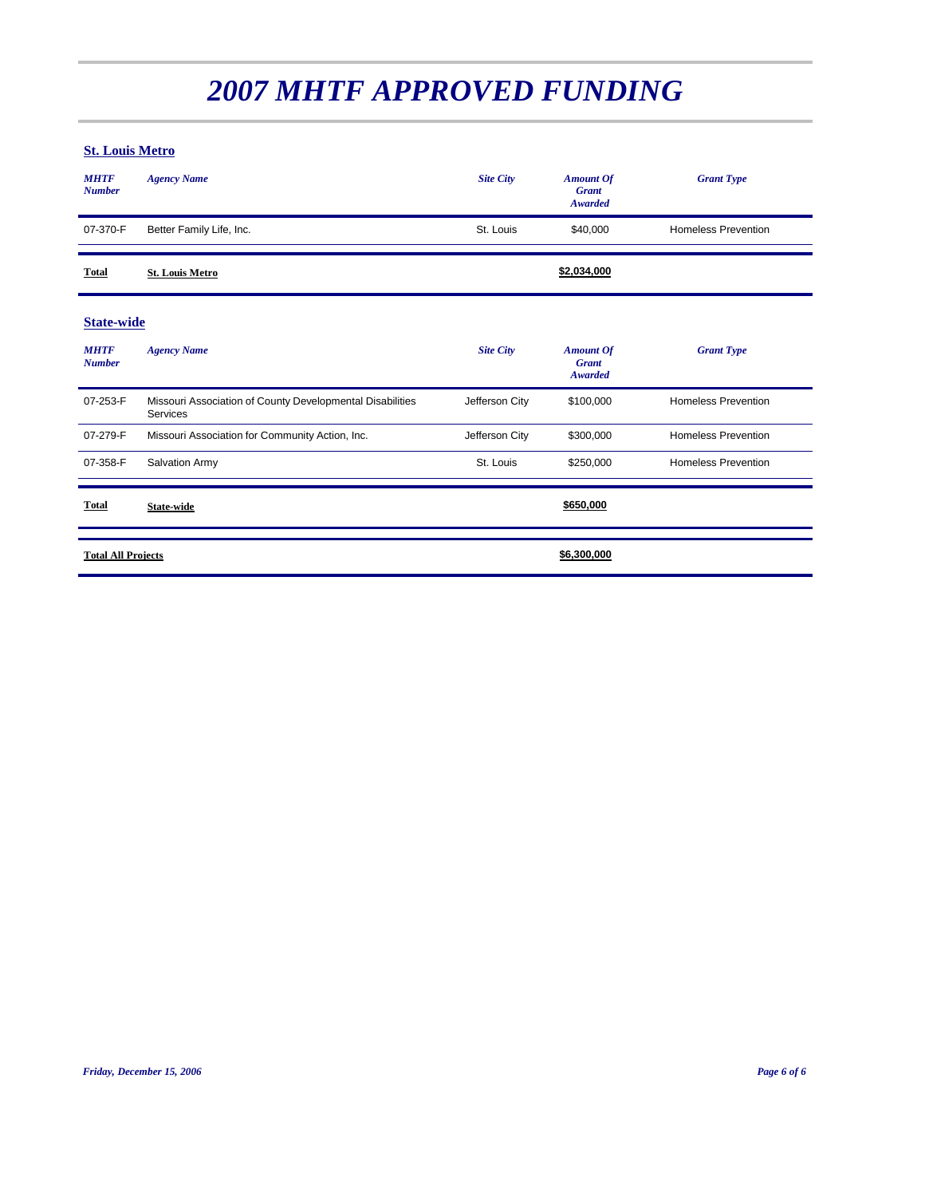# 2007 MHTF APPROVED FUNDING

## St. Louis Metro

| MHTF Number | Agency Name | Site City | Amount Of Grant Awarded | Grant Type |
|---|---|---|---|---|
| 07-370-F | Better Family Life, Inc. | St. Louis | $40,000 | Homeless Prevention |
| **Total** | **St. Louis Metro** | | **$2,034,000** | |

## State-wide

| MHTF Number | Agency Name | Site City | Amount Of Grant Awarded | Grant Type |
|---|---|---|---|---|
| 07-253-F | Missouri Association of County Developmental Disabilities Services | Jefferson City | $100,000 | Homeless Prevention |
| 07-279-F | Missouri Association for Community Action, Inc. | Jefferson City | $300,000 | Homeless Prevention |
| 07-358-F | Salvation Army | St. Louis | $250,000 | Homeless Prevention |
| **Total** | **State-wide** | | **$650,000** | |

| | | |
|---|---|---|
| **Total All Projects** | | **$6,300,000** |

*Friday, December 15, 2006*